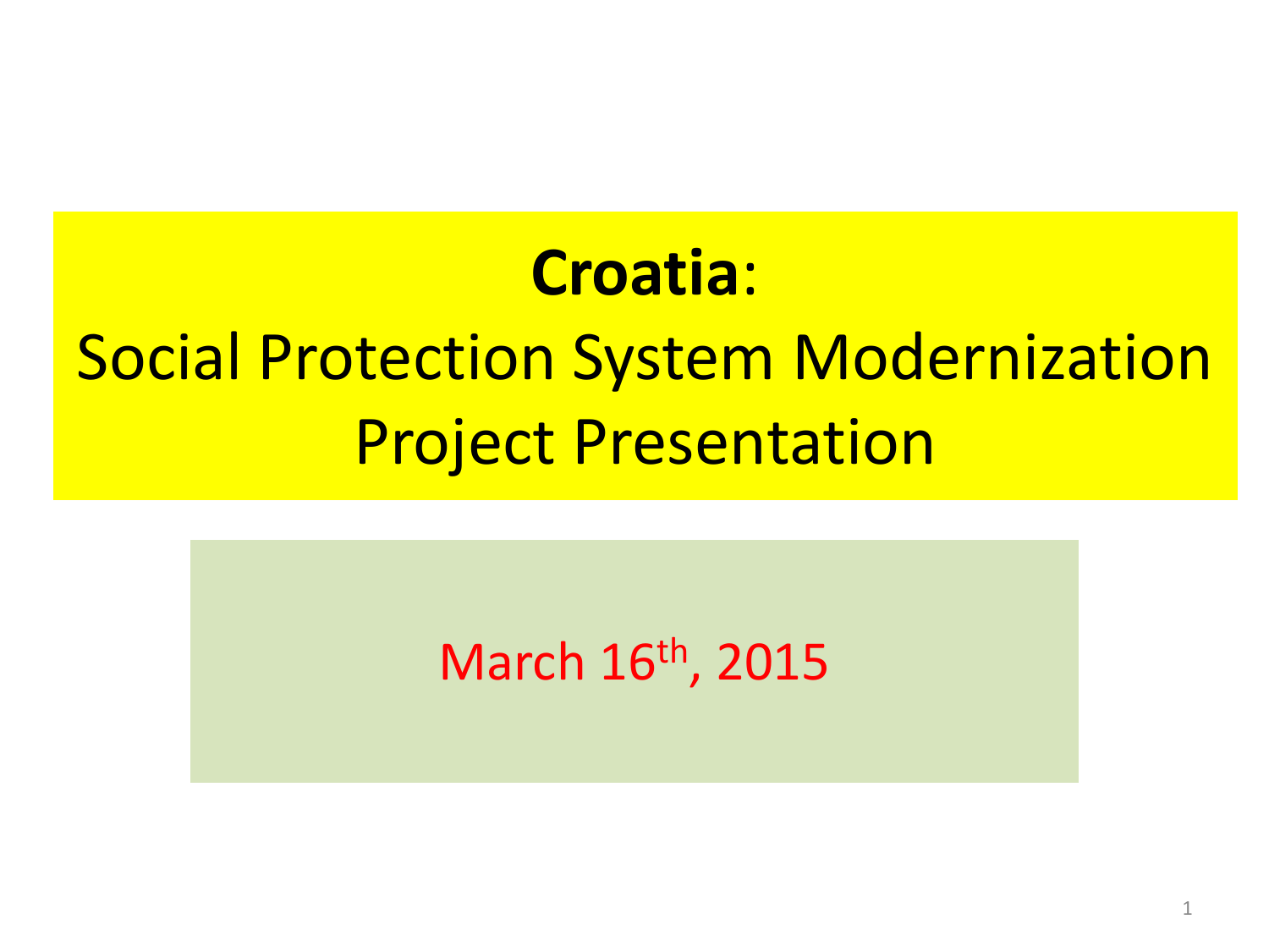# **Croatia**:

# Social Protection System Modernization Project Presentation

March 16th, 2015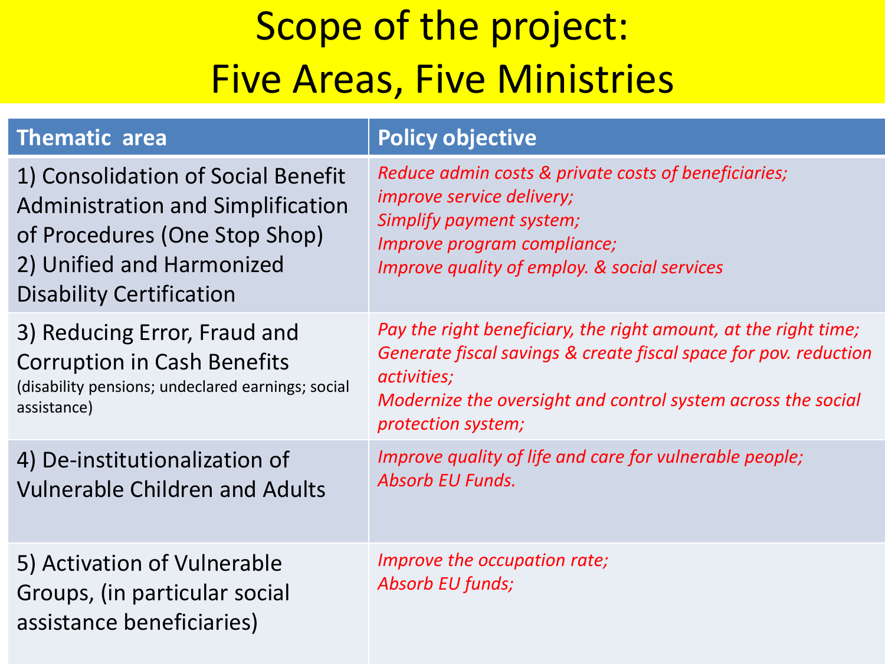# Scope of the project: Five Areas, Five Ministries

| Thematic area | Policy objective |
|---|---|
| 1) Consolidation of Social Benefit Administration and Simplification of Procedures (One Stop Shop)<br>2) Unified and Harmonized Disability Certification | *Reduce admin costs & private costs of beneficiaries;*<br>*improve service delivery;*<br>*Simplify payment system;*<br>*Improve program compliance;*<br>*Improve quality of employ. & social services* |
| 3) Reducing Error, Fraud and Corruption in Cash Benefits (disability pensions; undeclared earnings; social assistance) | *Pay the right beneficiary, the right amount, at the right time;*<br>*Generate fiscal savings & create fiscal space for pov. reduction activities;*<br>*Modernize the oversight and control system across the social protection system;* |
| 4) De-institutionalization of Vulnerable Children and Adults | *Improve quality of life and care for vulnerable people;*<br>*Absorb EU Funds.* |
| 5) Activation of Vulnerable Groups, (in particular social assistance beneficiaries) | *Improve the occupation rate;*<br>*Absorb EU funds;* |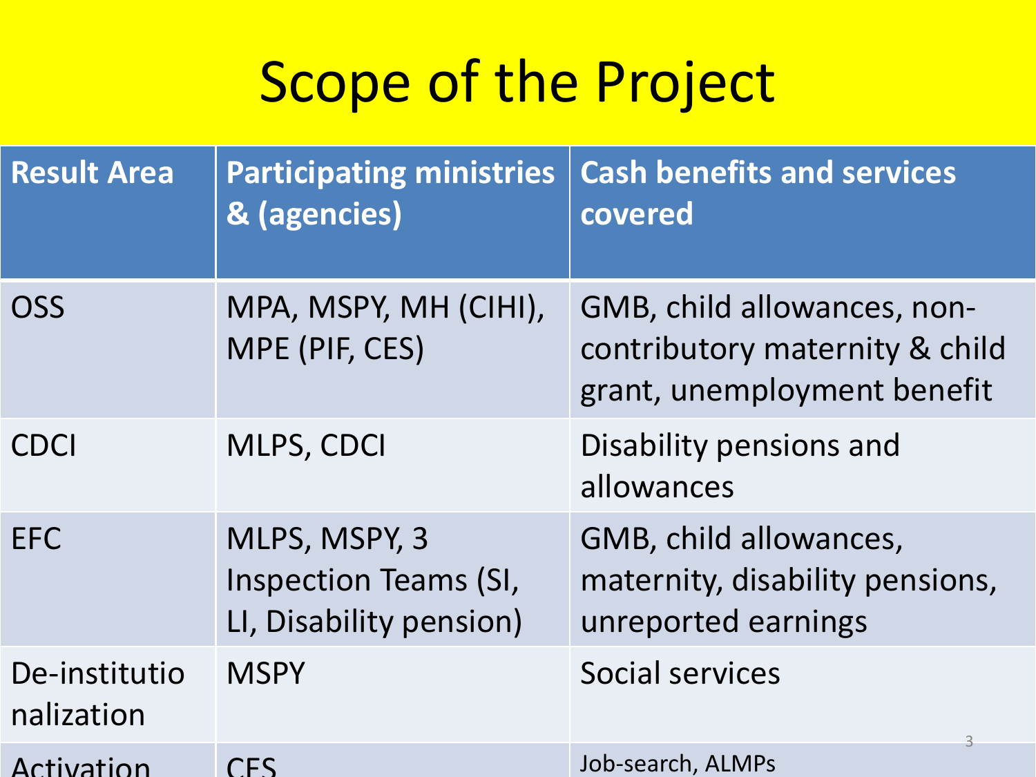# Scope of the Project

| Result Area | Participating ministries & (agencies) | Cash benefits and services covered |
| --- | --- | --- |
| OSS | MPA, MSPY, MH (CIHI), MPE (PIF, CES) | GMB, child allowances, non-contributory maternity & child grant, unemployment benefit |
| CDCI | MLPS, CDCI | Disability pensions and allowances |
| EFC | MLPS, MSPY, 3 Inspection Teams (SI, LI, Disability pension) | GMB, child allowances, maternity, disability pensions, unreported earnings |
| De-institutionalization | MSPY | Social services |
| Activation | CES | Job-search, ALMPs |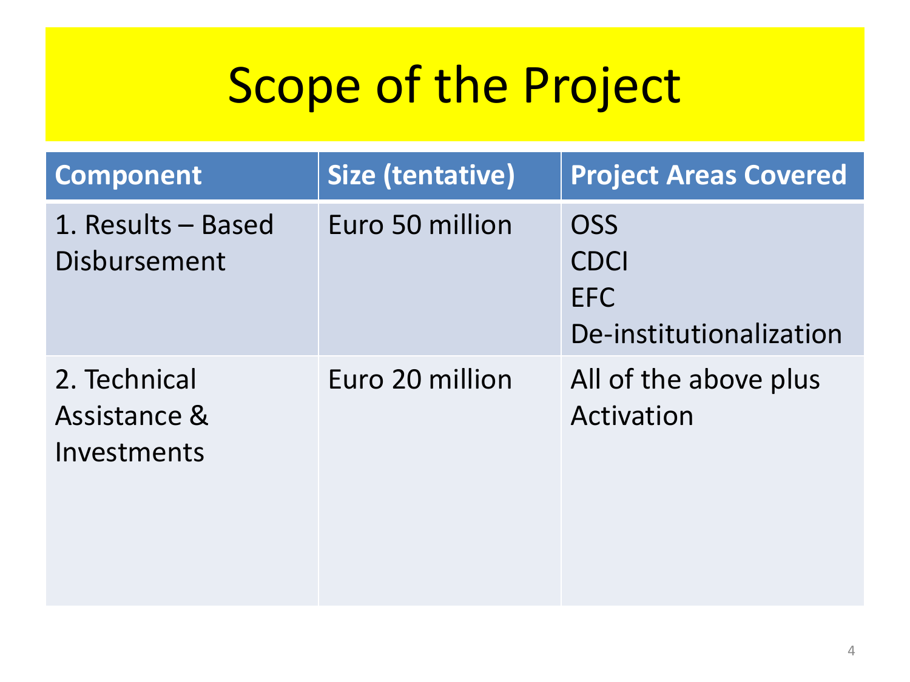# Scope of the Project

| Component | Size (tentative) | Project Areas Covered |
| --- | --- | --- |
| 1. Results – Based Disbursement | Euro 50 million | OSS<br>CDCI<br>EFC<br>De-institutionalization |
| 2. Technical Assistance & Investments | Euro 20 million | All of the above plus Activation |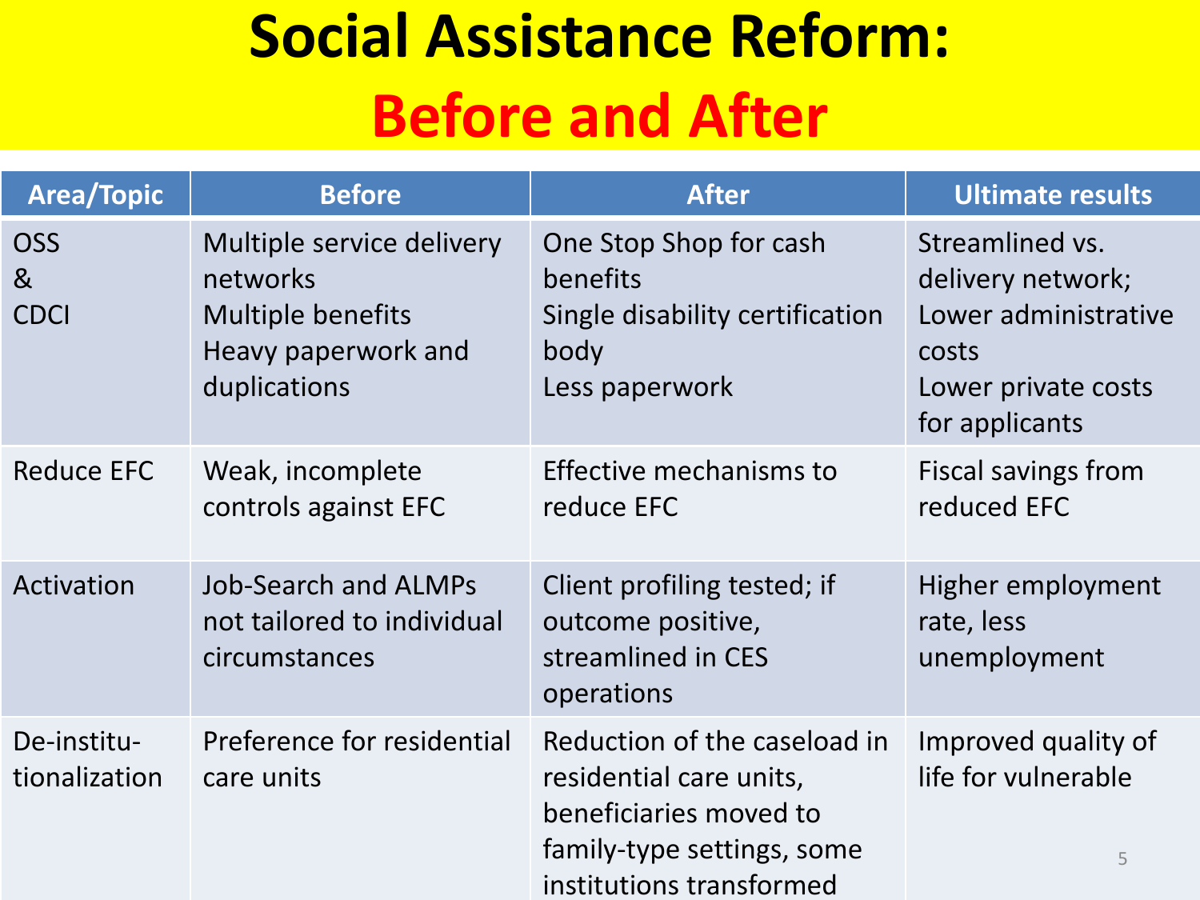# Social Assistance Reform: Before and After

| Area/Topic | Before | After | Ultimate results |
| --- | --- | --- | --- |
| OSS & CDCI | Multiple service delivery networks<br>Multiple benefits<br>Heavy paperwork and duplications | One Stop Shop for cash benefits<br>Single disability certification body<br>Less paperwork | Streamlined vs. delivery network;<br>Lower administrative costs<br>Lower private costs for applicants |
| Reduce EFC | Weak, incomplete controls against EFC | Effective mechanisms to reduce EFC | Fiscal savings from reduced EFC |
| Activation | Job-Search and ALMPs not tailored to individual circumstances | Client profiling tested; if outcome positive, streamlined in CES operations | Higher employment rate, less unemployment |
| De-institu-tionalization | Preference for residential care units | Reduction of the caseload in residential care units, beneficiaries moved to family-type settings, some institutions transformed | Improved quality of life for vulnerable |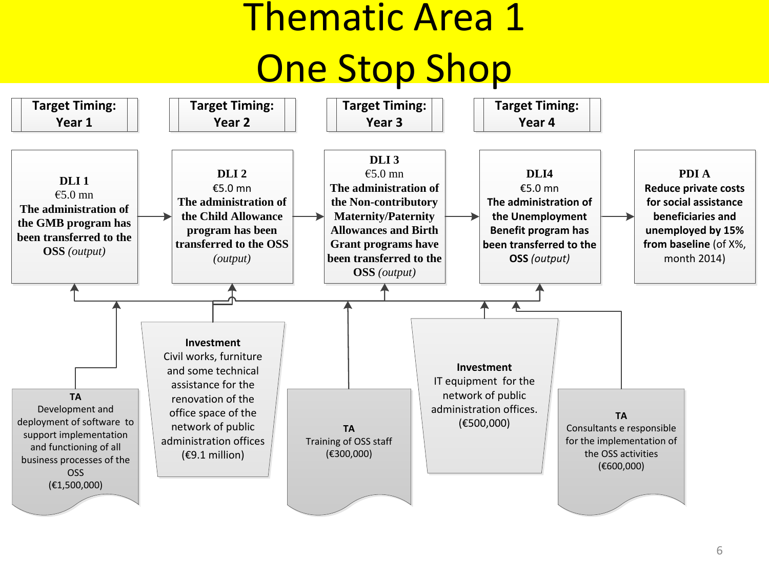# Thematic Area 1
# One Stop Shop

| Target Timing: Year 1 | Target Timing: Year 2 | Target Timing: Year 3 | Target Timing: Year 4 | |
|---|---|---|---|---|
| **DLI 1** €5.0 mn **The administration of the GMB program has been transferred to the OSS** *(output)* | **DLI 2** €5.0 mn **The administration of the Child Allowance program has been transferred to the OSS** *(output)* | **DLI 3** €5.0 mn **The administration of the Non-contributory Maternity/Paternity Allowances and Birth Grant programs have been transferred to the OSS** *(output)* | **DLI4** €5.0 mn **The administration of the Unemployment Benefit program has been transferred to the OSS** *(output)* | **PDI A** **Reduce private costs for social assistance beneficiaries and unemployed by 15% from baseline** (of X%, month 2014) |

**TA**
Development and deployment of software to support implementation and functioning of all business processes of the OSS
(€1,500,000)

**Investment**
Civil works, furniture and some technical assistance for the renovation of the office space of the network of public administration offices
(€9.1 million)

**TA**
Training of OSS staff
(€300,000)

**Investment**
IT equipment for the network of public administration offices.
(€500,000)

**TA**
Consultants e responsible for the implementation of the OSS activities
(€600,000)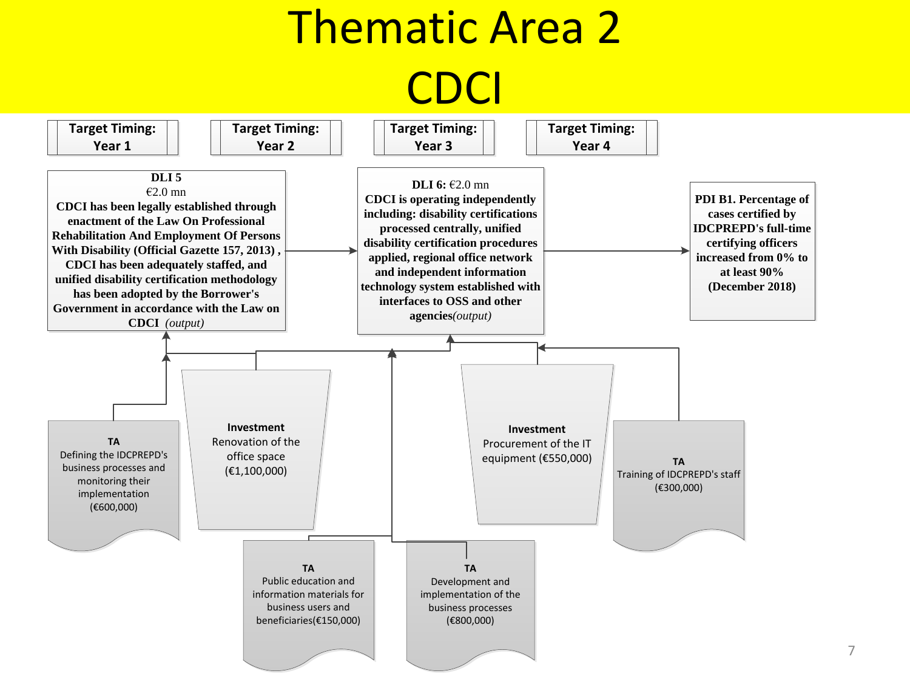# Thematic Area 2

# CDCI

| Target Timing: Year 1 | Target Timing: Year 2 | Target Timing: Year 3 | Target Timing: Year 4 |
|---|---|---|---|

**DLI 5**
€2.0 mn
**CDCI has been legally established through enactment of the Law On Professional Rehabilitation And Employment Of Persons With Disability (Official Gazette 157, 2013) , CDCI has been adequately staffed, and unified disability certification methodology has been adopted by the Borrower's Government in accordance with the Law on CDCI** *(output)*

**DLI 6:** €2.0 mn
**CDCI is operating independently including: disability certifications processed centrally, unified disability certification procedures applied, regional office network and independent information technology system established with interfaces to OSS and other agencies***(output)*

**PDI B1. Percentage of cases certified by IDCPREPD's full-time certifying officers increased from 0% to at least 90% (December 2018)**

**TA**
Defining the IDCPREPD's business processes and monitoring their implementation (€600,000)

**Investment**
Renovation of the office space (€1,100,000)

**Investment**
Procurement of the IT equipment (€550,000)

**TA**
Training of IDCPREPD's staff (€300,000)

**TA**
Public education and information materials for business users and beneficiaries(€150,000)

**TA**
Development and implementation of the business processes (€800,000)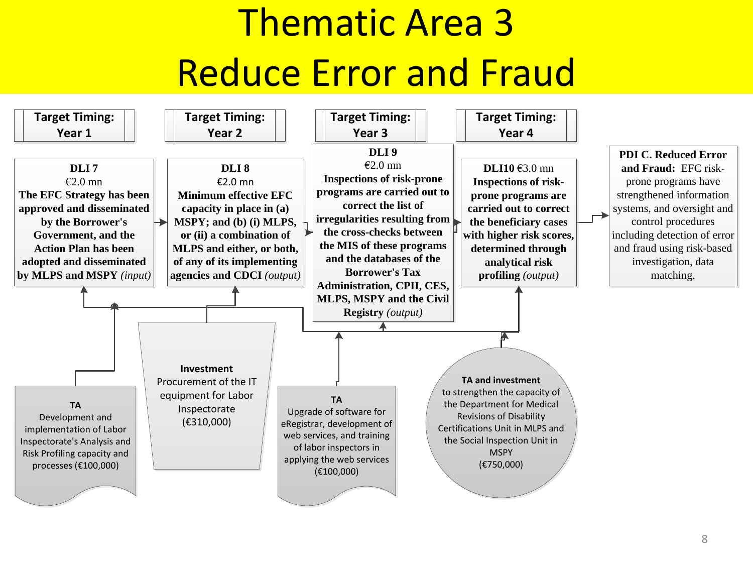# Thematic Area 3
# Reduce Error and Fraud

| Target Timing: Year 1 | Target Timing: Year 2 | Target Timing: Year 3 | Target Timing: Year 4 | |
|---|---|---|---|---|
| **DLI 7** €2.0 mn **The EFC Strategy has been approved and disseminated by the Borrower's Government, and the Action Plan has been adopted and disseminated by MLPS and MSPY** *(input)* | **DLI 8** €2.0 mn **Minimum effective EFC capacity in place in (a) MSPY; and (b) (i) MLPS, or (ii) a combination of MLPS and either, or both, of any of its implementing agencies and CDCI** *(output)* | **DLI 9** €2.0 mn **Inspections of risk-prone programs are carried out to correct the list of irregularities resulting from the cross-checks between the MIS of these programs and the databases of the Borrower's Tax Administration, CPII, CES, MLPS, MSPY and the Civil Registry** *(output)* | **DLI10** €3.0 mn **Inspections of risk-prone programs are carried out to correct the beneficiary cases with higher risk scores, determined through analytical risk profiling** *(output)* | **PDI C. Reduced Error and Fraud:** EFC risk-prone programs have strengthened information systems, and oversight and control procedures including detection of error and fraud using risk-based investigation, data matching. |

**TA**
Development and implementation of Labor Inspectorate's Analysis and Risk Profiling capacity and processes (€100,000)

**Investment**
Procurement of the IT equipment for Labor Inspectorate
(€310,000)

**TA**
Upgrade of software for eRegistrar, development of web services, and training of labor inspectors in applying the web services
(€100,000)

**TA and investment**
to strengthen the capacity of the Department for Medical Revisions of Disability Certifications Unit in MLPS and the Social Inspection Unit in MSPY
(€750,000)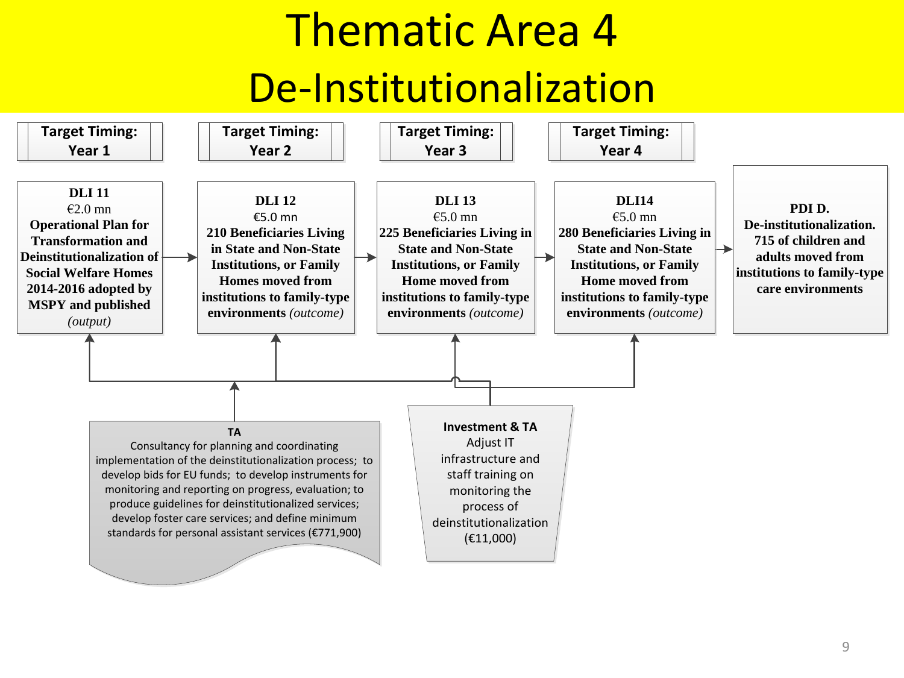# Thematic Area 4
# De-Institutionalization

| Target Timing: Year 1 | Target Timing: Year 2 | Target Timing: Year 3 | Target Timing: Year 4 | |
|---|---|---|---|---|
| **DLI 11** €2.0 mn **Operational Plan for Transformation and Deinstitutionalization of Social Welfare Homes 2014-2016 adopted by MSPY and published** *(output)* | **DLI 12** €5.0 mn **210 Beneficiaries Living in State and Non-State Institutions, or Family Homes moved from institutions to family-type environments** *(outcome)* | **DLI 13** €5.0 mn **225 Beneficiaries Living in State and Non-State Institutions, or Family Home moved from institutions to family-type environments** *(outcome)* | **DLI14** €5.0 mn **280 Beneficiaries Living in State and Non-State Institutions, or Family Home moved from institutions to family-type environments** *(outcome)* | **PDI D. De-institutionalization. 715 of children and adults moved from institutions to family-type care environments** |

**TA**
Consultancy for planning and coordinating implementation of the deinstitutionalization process; to develop bids for EU funds; to develop instruments for monitoring and reporting on progress, evaluation; to produce guidelines for deinstitutionalized services; develop foster care services; and define minimum standards for personal assistant services (€771,900)

**Investment & TA**
Adjust IT infrastructure and staff training on monitoring the process of deinstitutionalization (€11,000)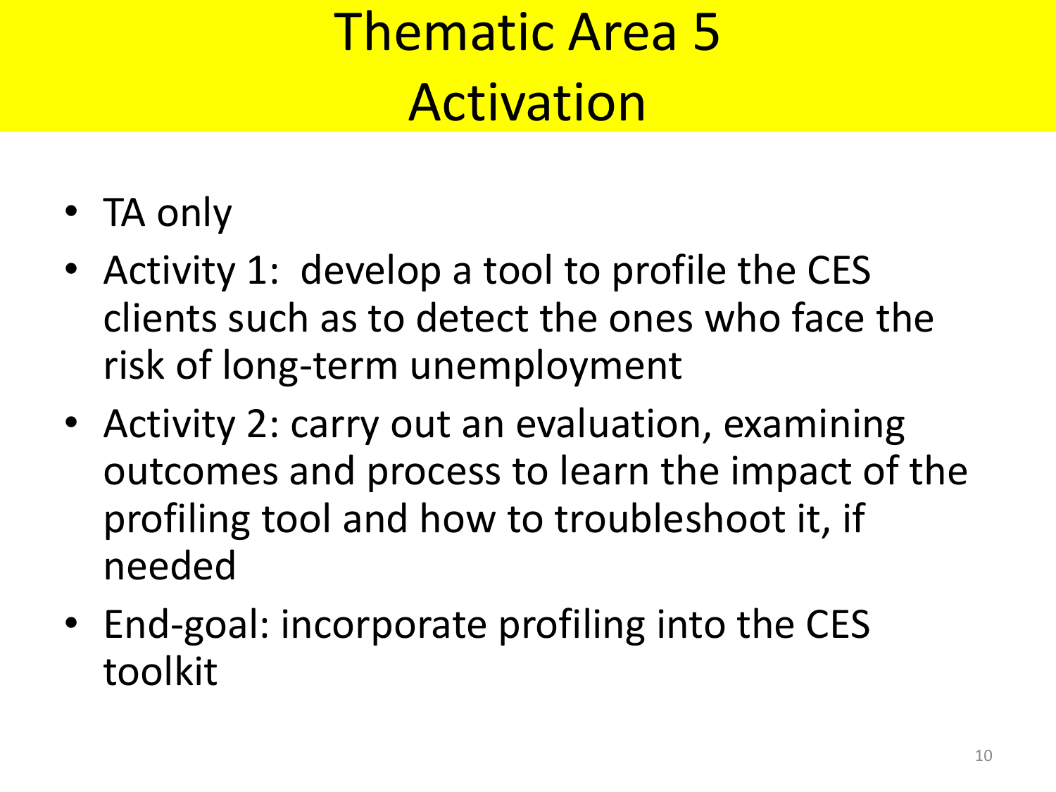# Thematic Area 5
# Activation

- TA only
- Activity 1: develop a tool to profile the CES clients such as to detect the ones who face the risk of long-term unemployment
- Activity 2: carry out an evaluation, examining outcomes and process to learn the impact of the profiling tool and how to troubleshoot it, if needed
- End-goal: incorporate profiling into the CES toolkit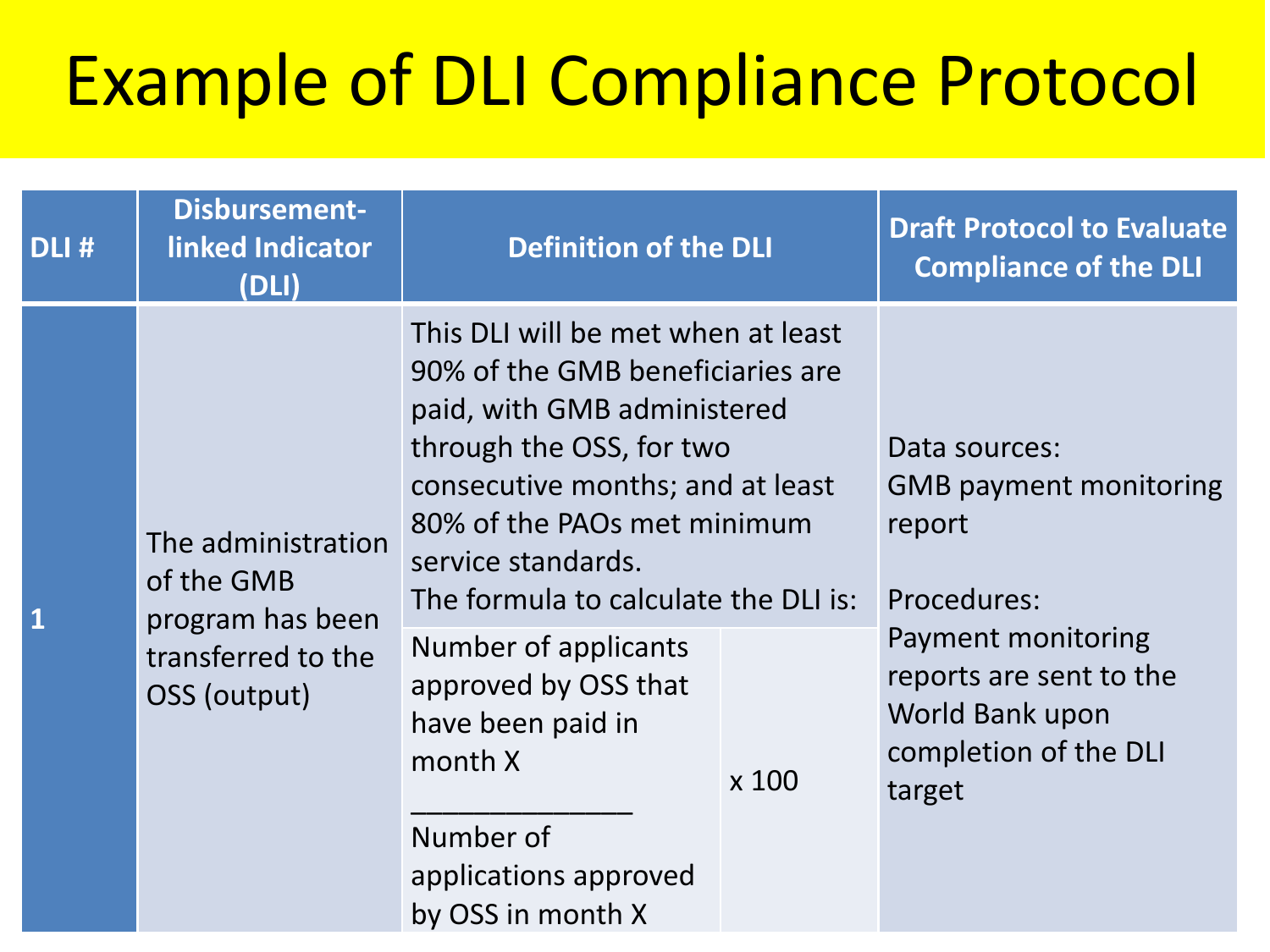# Example of DLI Compliance Protocol

| DLI # | Disbursement-linked Indicator (DLI) | Definition of the DLI | Draft Protocol to Evaluate Compliance of the DLI |
|---|---|---|---|
| 1 | The administration of the GMB program has been transferred to the OSS (output) | This DLI will be met when at least 90% of the GMB beneficiaries are paid, with GMB administered through the OSS, for two consecutive months; and at least 80% of the PAOs met minimum service standards.<br>The formula to calculate the DLI is:<br>$$\frac{\text{Number of applicants approved by OSS that have been paid in month X}}{\text{Number of applications approved by OSS in month X}} \times 100$$ | Data sources:<br>GMB payment monitoring report<br><br>Procedures:<br>Payment monitoring reports are sent to the World Bank upon completion of the DLI target |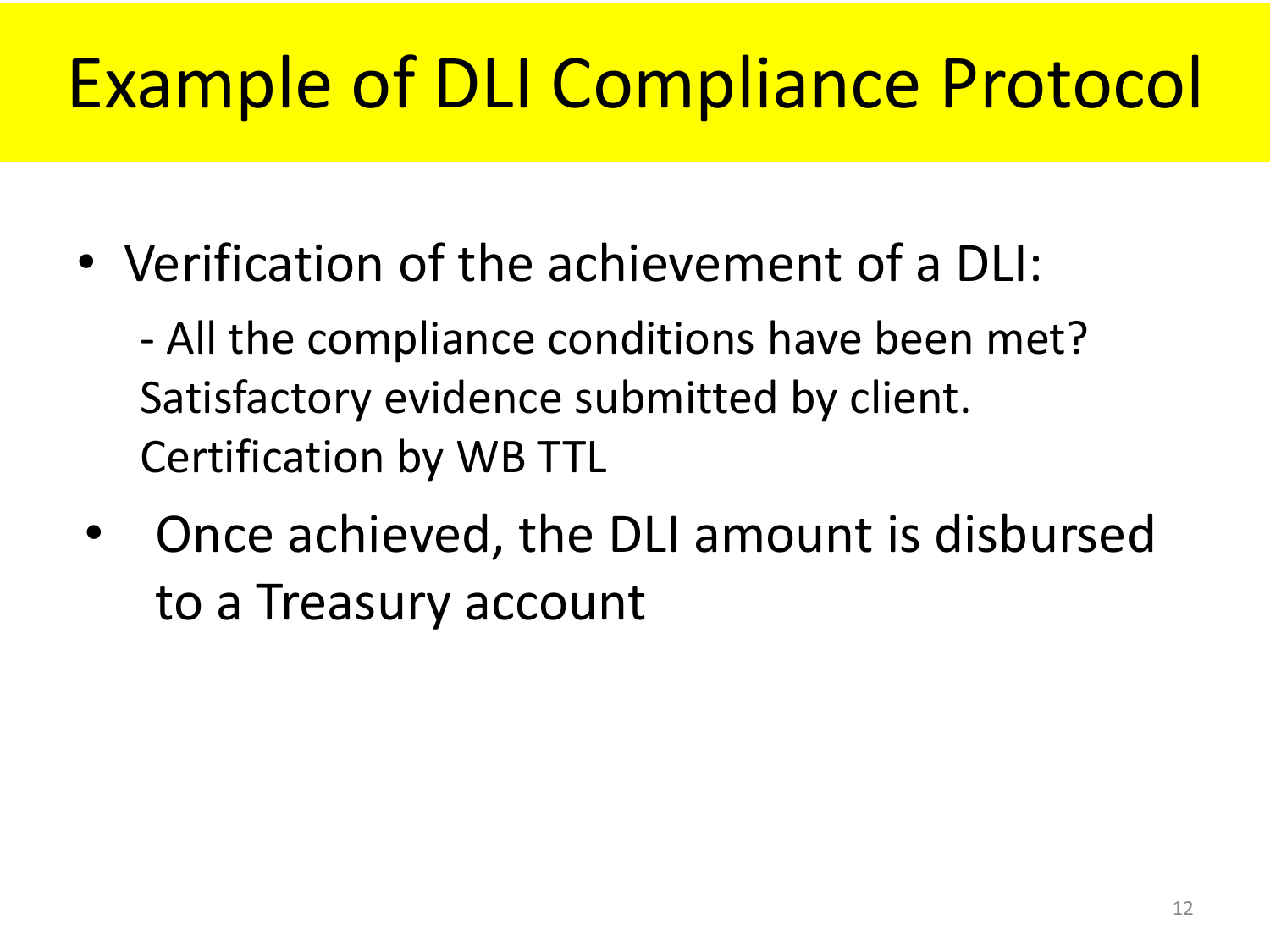# Example of DLI Compliance Protocol

- Verification of the achievement of a DLI:

  - All the compliance conditions have been met? Satisfactory evidence submitted by client. Certification by WB TTL

- Once achieved, the DLI amount is disbursed to a Treasury account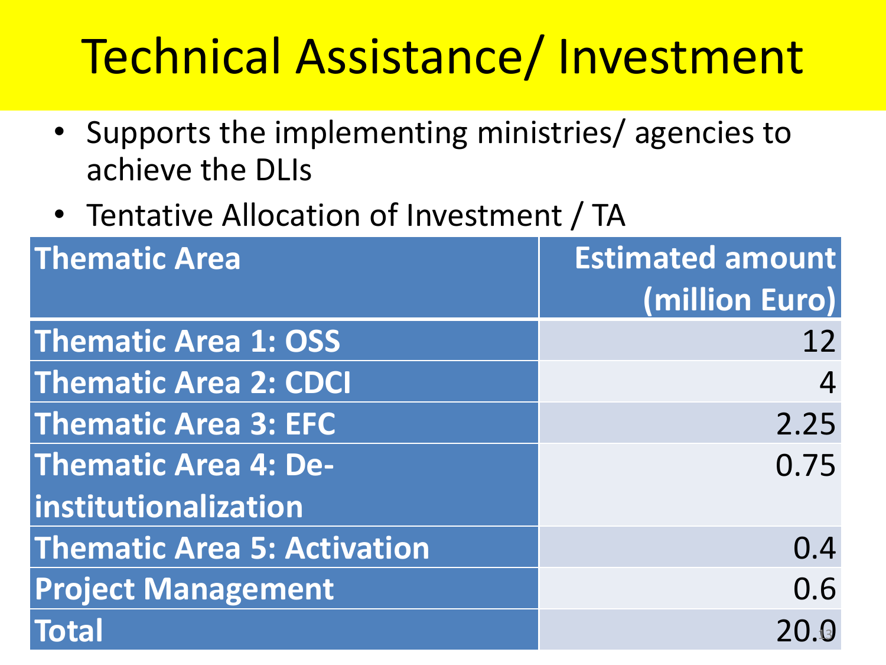# Technical Assistance/ Investment

- Supports the implementing ministries/ agencies to achieve the DLIs
- Tentative Allocation of Investment / TA

| Thematic Area | Estimated amount (million Euro) |
|---|---|
| Thematic Area 1: OSS | 12 |
| Thematic Area 2: CDCI | 4 |
| Thematic Area 3: EFC | 2.25 |
| Thematic Area 4: De-institutionalization | 0.75 |
| Thematic Area 5: Activation | 0.4 |
| Project Management | 0.6 |
| Total | 20.0 |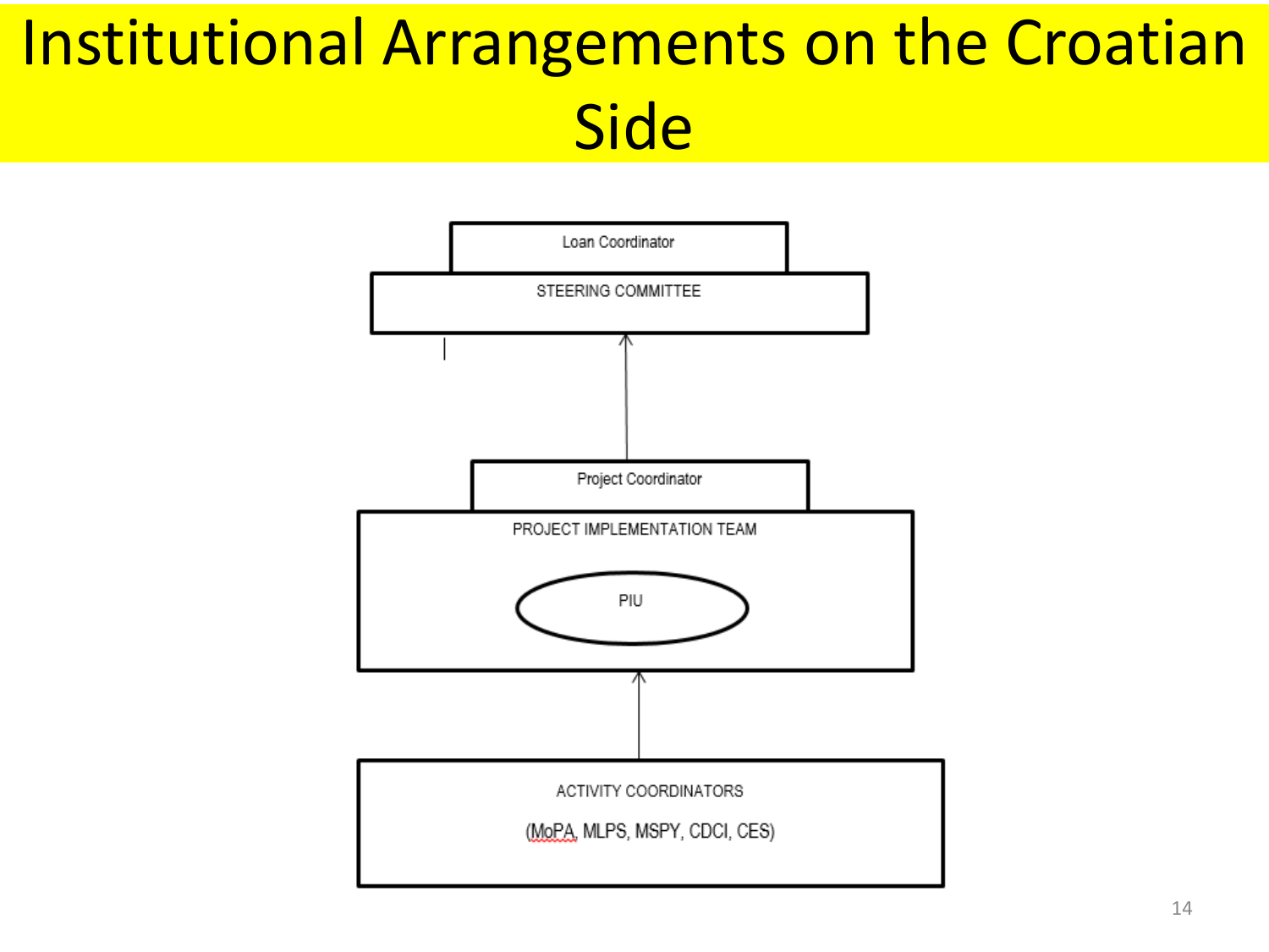# Institutional Arrangements on the Croatian Side

Loan Coordinator

STEERING COMMITTEE

Project Coordinator

PROJECT IMPLEMENTATION TEAM

PIU

ACTIVITY COORDINATORS

(MoPA, MLPS, MSPY, CDCI, CES)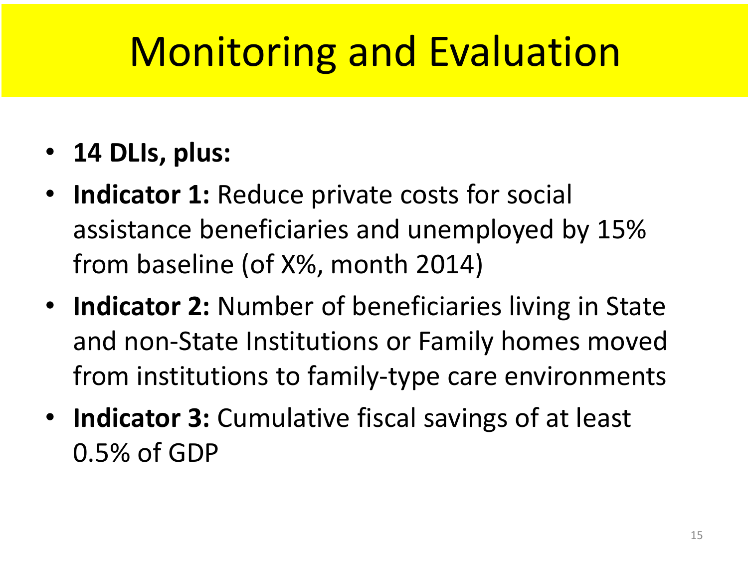# Monitoring and Evaluation

- **14 DLIs, plus:**
- **Indicator 1:** Reduce private costs for social assistance beneficiaries and unemployed by 15% from baseline (of X%, month 2014)
- **Indicator 2:** Number of beneficiaries living in State and non-State Institutions or Family homes moved from institutions to family-type care environments
- **Indicator 3:** Cumulative fiscal savings of at least 0.5% of GDP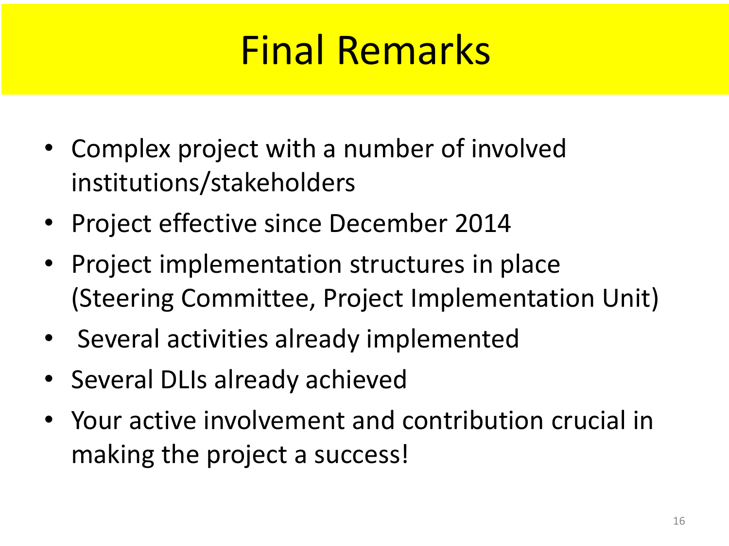# Final Remarks

- Complex project with a number of involved institutions/stakeholders
- Project effective since December 2014
- Project implementation structures in place (Steering Committee, Project Implementation Unit)
- Several activities already implemented
- Several DLIs already achieved
- Your active involvement and contribution crucial in making the project a success!